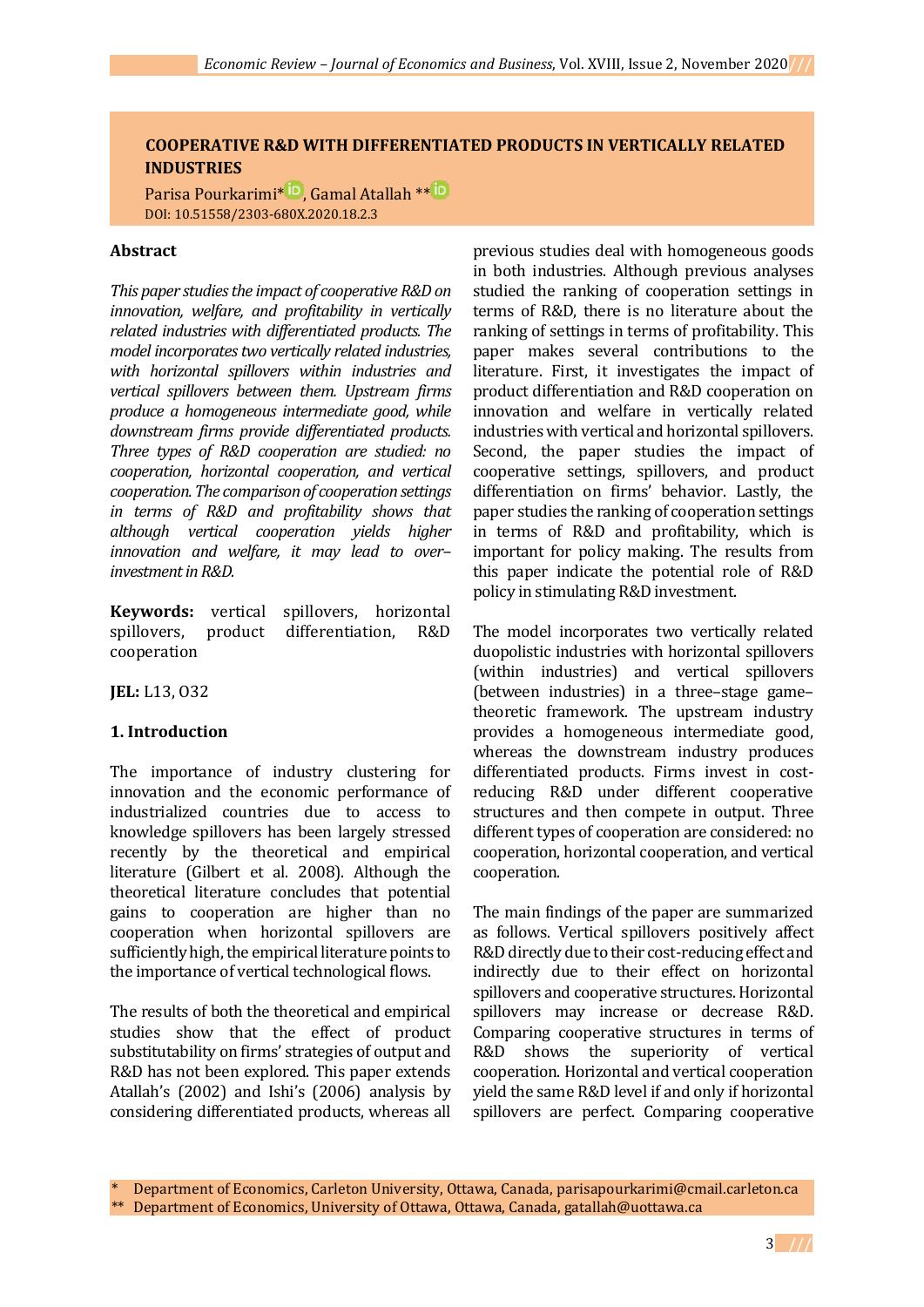# COOPERATIVE R&D WITH DIFFERENTIATED PRODUCTS IN VERTICALLY RELATED INDUSTRIES

Parisa Pourkarimi*, Gamal Atallah **

DOI: 10.51558/2303-680X.2020.18.2.3

## Abstract

*This paper studies the impact of cooperative R&D on innovation, welfare, and profitability in vertically related industries with differentiated products. The model incorporates two vertically related industries, with horizontal spillovers within industries and vertical spillovers between them. Upstream firms produce a homogeneous intermediate good, while downstream firms provide differentiated products. Three types of R&D cooperation are studied: no cooperation, horizontal cooperation, and vertical cooperation. The comparison of cooperation settings in terms of R&D and profitability shows that although vertical cooperation yields higher innovation and welfare, it may lead to over–investment in R&D.*

**Keywords:** vertical spillovers, horizontal spillovers, product differentiation, R&D cooperation

**JEL:** L13, O32

## 1. Introduction

The importance of industry clustering for innovation and the economic performance of industrialized countries due to access to knowledge spillovers has been largely stressed recently by the theoretical and empirical literature (Gilbert et al. 2008). Although the theoretical literature concludes that potential gains to cooperation are higher than no cooperation when horizontal spillovers are sufficiently high, the empirical literature points to the importance of vertical technological flows.

The results of both the theoretical and empirical studies show that the effect of product substitutability on firms' strategies of output and R&D has not been explored. This paper extends Atallah's (2002) and Ishi's (2006) analysis by considering differentiated products, whereas all previous studies deal with homogeneous goods in both industries. Although previous analyses studied the ranking of cooperation settings in terms of R&D, there is no literature about the ranking of settings in terms of profitability. This paper makes several contributions to the literature. First, it investigates the impact of product differentiation and R&D cooperation on innovation and welfare in vertically related industries with vertical and horizontal spillovers. Second, the paper studies the impact of cooperative settings, spillovers, and product differentiation on firms' behavior. Lastly, the paper studies the ranking of cooperation settings in terms of R&D and profitability, which is important for policy making. The results from this paper indicate the potential role of R&D policy in stimulating R&D investment.

The model incorporates two vertically related duopolistic industries with horizontal spillovers (within industries) and vertical spillovers (between industries) in a three–stage game–theoretic framework. The upstream industry provides a homogeneous intermediate good, whereas the downstream industry produces differentiated products. Firms invest in cost-reducing R&D under different cooperative structures and then compete in output. Three different types of cooperation are considered: no cooperation, horizontal cooperation, and vertical cooperation.

The main findings of the paper are summarized as follows. Vertical spillovers positively affect R&D directly due to their cost-reducing effect and indirectly due to their effect on horizontal spillovers and cooperative structures. Horizontal spillovers may increase or decrease R&D. Comparing cooperative structures in terms of R&D shows the superiority of vertical cooperation. Horizontal and vertical cooperation yield the same R&D level if and only if horizontal spillovers are perfect. Comparing cooperative

\* Department of Economics, Carleton University, Ottawa, Canada, parisapourkarimi@cmail.carleton.ca

\*\* Department of Economics, University of Ottawa, Ottawa, Canada, gatallah@uottawa.ca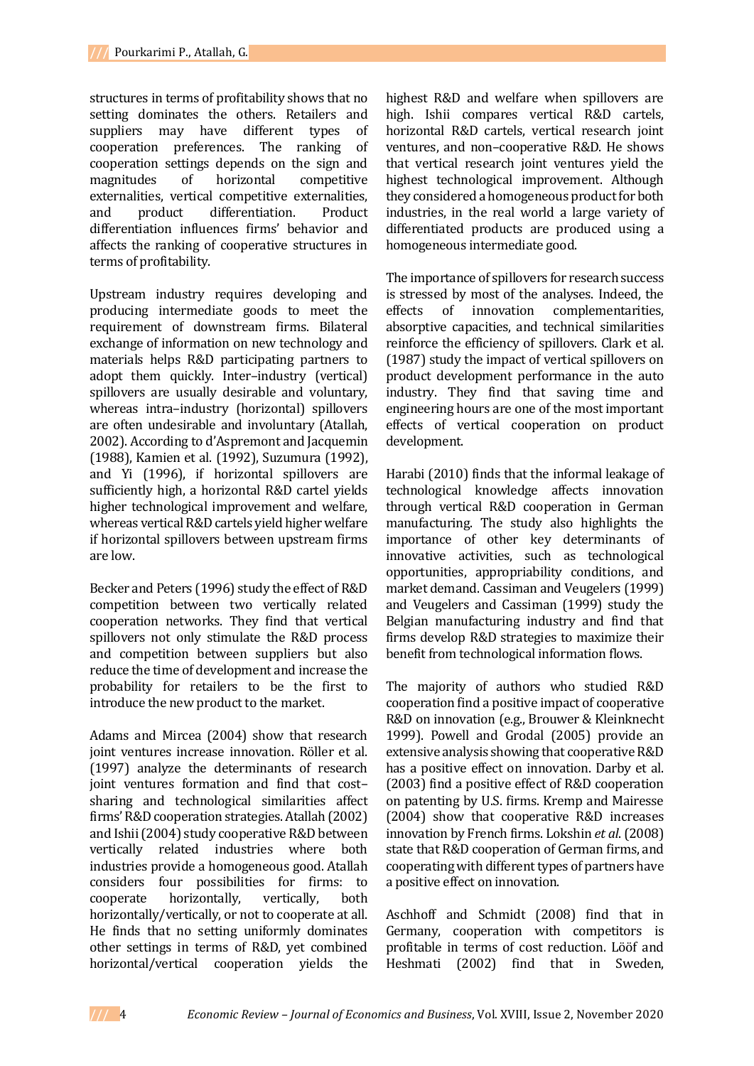structures in terms of profitability shows that no setting dominates the others. Retailers and suppliers may have different types of cooperation preferences. The ranking of cooperation settings depends on the sign and magnitudes of horizontal competitive externalities, vertical competitive externalities, and product differentiation. Product differentiation influences firms' behavior and affects the ranking of cooperative structures in terms of profitability.

Upstream industry requires developing and producing intermediate goods to meet the requirement of downstream firms. Bilateral exchange of information on new technology and materials helps R&D participating partners to adopt them quickly. Inter–industry (vertical) spillovers are usually desirable and voluntary, whereas intra–industry (horizontal) spillovers are often undesirable and involuntary (Atallah, 2002). According to d'Aspremont and Jacquemin (1988), Kamien et al. (1992), Suzumura (1992), and Yi (1996), if horizontal spillovers are sufficiently high, a horizontal R&D cartel yields higher technological improvement and welfare, whereas vertical R&D cartels yield higher welfare if horizontal spillovers between upstream firms are low.

Becker and Peters (1996) study the effect of R&D competition between two vertically related cooperation networks. They find that vertical spillovers not only stimulate the R&D process and competition between suppliers but also reduce the time of development and increase the probability for retailers to be the first to introduce the new product to the market.

Adams and Mircea (2004) show that research joint ventures increase innovation. Röller et al. (1997) analyze the determinants of research joint ventures formation and find that cost–sharing and technological similarities affect firms' R&D cooperation strategies. Atallah (2002) and Ishii (2004) study cooperative R&D between vertically related industries where both industries provide a homogeneous good. Atallah considers four possibilities for firms: to cooperate horizontally, vertically, both horizontally/vertically, or not to cooperate at all. He finds that no setting uniformly dominates other settings in terms of R&D, yet combined horizontal/vertical cooperation yields the highest R&D and welfare when spillovers are high. Ishii compares vertical R&D cartels, horizontal R&D cartels, vertical research joint ventures, and non–cooperative R&D. He shows that vertical research joint ventures yield the highest technological improvement. Although they considered a homogeneous product for both industries, in the real world a large variety of differentiated products are produced using a homogeneous intermediate good.

The importance of spillovers for research success is stressed by most of the analyses. Indeed, the effects of innovation complementarities, absorptive capacities, and technical similarities reinforce the efficiency of spillovers. Clark et al. (1987) study the impact of vertical spillovers on product development performance in the auto industry. They find that saving time and engineering hours are one of the most important effects of vertical cooperation on product development.

Harabi (2010) finds that the informal leakage of technological knowledge affects innovation through vertical R&D cooperation in German manufacturing. The study also highlights the importance of other key determinants of innovative activities, such as technological opportunities, appropriability conditions, and market demand. Cassiman and Veugelers (1999) and Veugelers and Cassiman (1999) study the Belgian manufacturing industry and find that firms develop R&D strategies to maximize their benefit from technological information flows.

The majority of authors who studied R&D cooperation find a positive impact of cooperative R&D on innovation (e.g., Brouwer & Kleinknecht 1999). Powell and Grodal (2005) provide an extensive analysis showing that cooperative R&D has a positive effect on innovation. Darby et al. (2003) find a positive effect of R&D cooperation on patenting by U.S. firms. Kremp and Mairesse (2004) show that cooperative R&D increases innovation by French firms. Lokshin *et al*. (2008) state that R&D cooperation of German firms, and cooperating with different types of partners have a positive effect on innovation.

Aschhoff and Schmidt (2008) find that in Germany, cooperation with competitors is profitable in terms of cost reduction. Lööf and Heshmati (2002) find that in Sweden,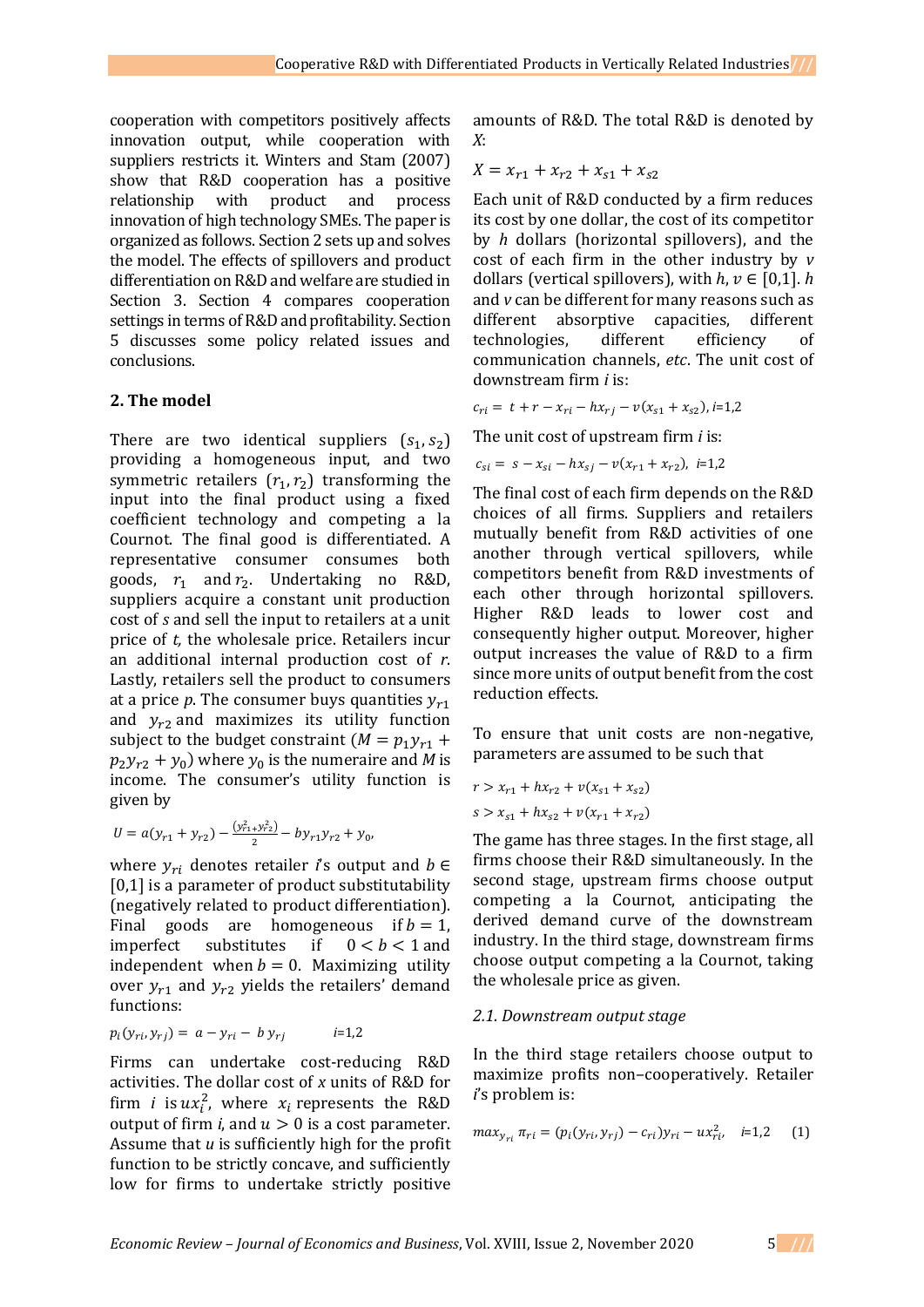cooperation with competitors positively affects innovation output, while cooperation with suppliers restricts it. Winters and Stam (2007) show that R&D cooperation has a positive relationship with product and process innovation of high technology SMEs. The paper is organized as follows. Section 2 sets up and solves the model. The effects of spillovers and product differentiation on R&D and welfare are studied in Section 3. Section 4 compares cooperation settings in terms of R&D and profitability. Section 5 discusses some policy related issues and conclusions.

## 2. The model

There are two identical suppliers $(s_1, s_2)$ providing a homogeneous input, and two symmetric retailers $(r_1, r_2)$ transforming the input into the final product using a fixed coefficient technology and competing a la Cournot. The final good is differentiated. A representative consumer consumes both goods, $r_1$ and $r_2$. Undertaking no R&D, suppliers acquire a constant unit production cost of *s* and sell the input to retailers at a unit price of *t,* the wholesale price. Retailers incur an additional internal production cost of *r*. Lastly, retailers sell the product to consumers at a price *p*. The consumer buys quantities $y_{r1}$ and $y_{r2}$ and maximizes its utility function subject to the budget constraint ($M = p_1 y_{r1} + p_2 y_{r2} + y_0$) where $y_0$ is the numeraire and *M* is income. The consumer's utility function is given by

$$U = a(y_{r1} + y_{r2}) - \frac{(y_{r1}^2 + y_{r2}^2)}{2} - b y_{r1} y_{r2} + y_0,$$

where $y_{ri}$ denotes retailer *i*'s output and $b \in [0,1]$ is a parameter of product substitutability (negatively related to product differentiation). Final goods are homogeneous if $b = 1$, imperfect substitutes if $0 < b < 1$ and independent when $b = 0$. Maximizing utility over $y_{r1}$ and $y_{r2}$ yields the retailers' demand functions:

$$p_i(y_{ri}, y_{rj}) = a - y_{ri} - b\, y_{rj} \qquad i=1,2$$

Firms can undertake cost-reducing R&D activities. The dollar cost of *x* units of R&D for firm *i* is $ux_i^2$, where $x_i$ represents the R&D output of firm *i*, and $u > 0$ is a cost parameter. Assume that *u* is sufficiently high for the profit function to be strictly concave, and sufficiently low for firms to undertake strictly positive amounts of R&D. The total R&D is denoted by *X*:

$$X = x_{r1} + x_{r2} + x_{s1} + x_{s2}$$

Each unit of R&D conducted by a firm reduces its cost by one dollar, the cost of its competitor by *h* dollars (horizontal spillovers), and the cost of each firm in the other industry by *v* dollars (vertical spillovers), with $h, v \in [0,1]$. *h* and *v* can be different for many reasons such as different absorptive capacities, different technologies, different efficiency of communication channels, *etc*. The unit cost of downstream firm *i* is:

$$c_{ri} = t + r - x_{ri} - hx_{rj} - v(x_{s1} + x_{s2}),\ i=1,2$$

The unit cost of upstream firm *i* is:

$$c_{si} = s - x_{si} - hx_{sj} - v(x_{r1} + x_{r2}),\ \ i=1,2$$

The final cost of each firm depends on the R&D choices of all firms. Suppliers and retailers mutually benefit from R&D activities of one another through vertical spillovers, while competitors benefit from R&D investments of each other through horizontal spillovers. Higher R&D leads to lower cost and consequently higher output. Moreover, higher output increases the value of R&D to a firm since more units of output benefit from the cost reduction effects.

To ensure that unit costs are non-negative, parameters are assumed to be such that

$$r > x_{r1} + hx_{r2} + v(x_{s1} + x_{s2})$$

$$s > x_{s1} + hx_{s2} + v(x_{r1} + x_{r2})$$

The game has three stages. In the first stage, all firms choose their R&D simultaneously. In the second stage, upstream firms choose output competing a la Cournot, anticipating the derived demand curve of the downstream industry. In the third stage, downstream firms choose output competing a la Cournot, taking the wholesale price as given.

### *2.1. Downstream output stage*

In the third stage retailers choose output to maximize profits non–cooperatively. Retailer *i*'s problem is:

$$max_{y_{ri}}\ \pi_{ri} = (p_i(y_{ri}, y_{rj}) - c_{ri})y_{ri} - ux_{ri}^2, \quad i=1,2 \qquad (1)$$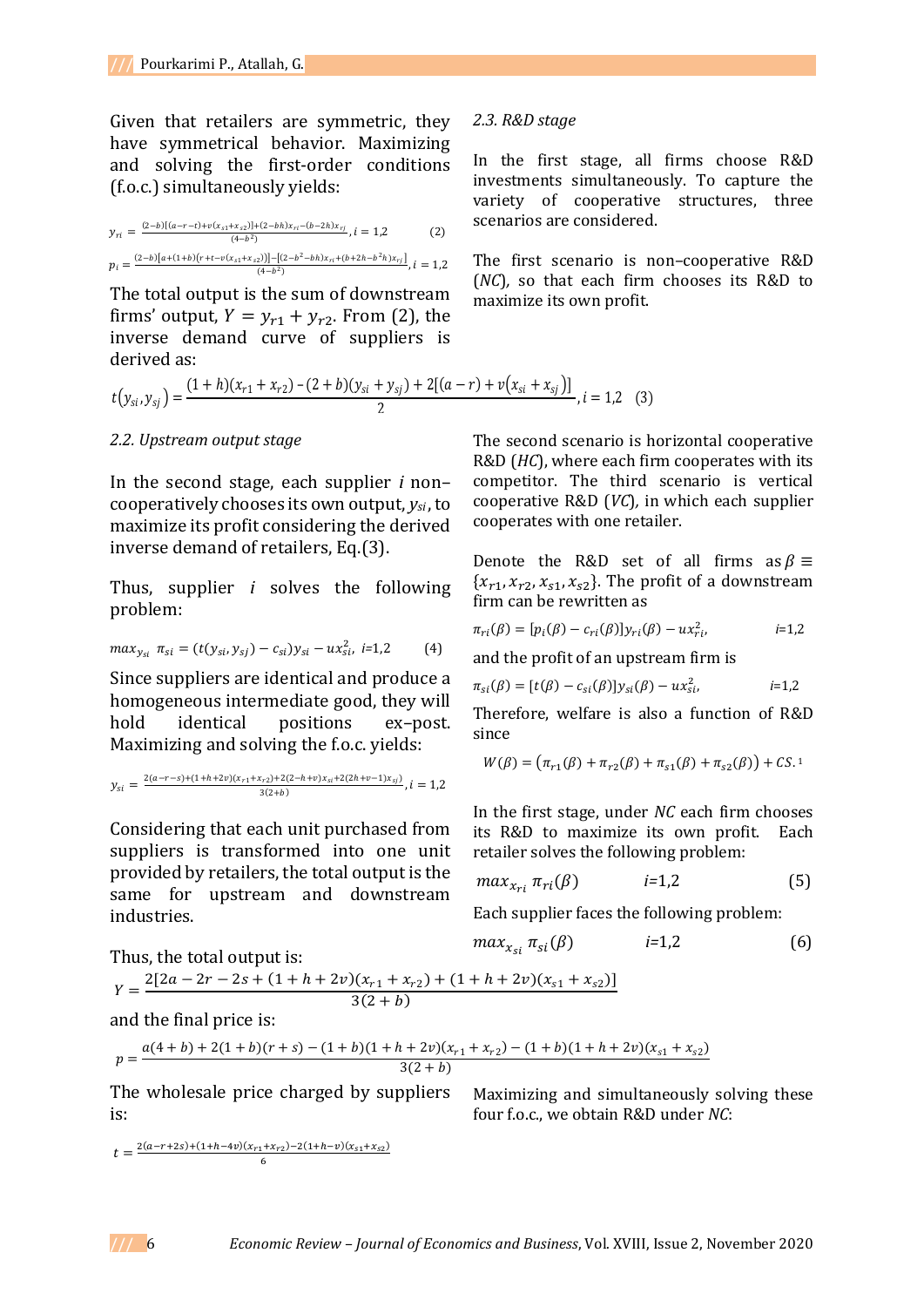Given that retailers are symmetric, they have symmetrical behavior. Maximizing and solving the first-order conditions (f.o.c.) simultaneously yields:

$$y_{ri} = \frac{(2-b)[(a-r-t)+v(x_{s1}+x_{s2})]+(2-bh)x_{ri}-(b-2h)x_{rj}}{(4-b^2)}, i = 1,2 \qquad (2)$$

$$p_i = \frac{(2-b)[a+(1+b)(r+t-v(x_{s1}+x_{s2}))]-[(2-b^2-bh)x_{ri}+(b+2h-b^2h)x_{rj}]}{(4-b^2)}, i = 1,2$$

The total output is the sum of downstream firms' output, $Y = y_{r1} + y_{r2}$. From (2), the inverse demand curve of suppliers is derived as:

$$t(y_{si}, y_{sj}) = \frac{(1+h)(x_{r1}+x_{r2}) - (2+b)(y_{si}+y_{sj}) + 2[(a-r)+v(x_{si}+x_{sj})]}{2}, i = 1,2 \quad (3)$$

## 2.2. Upstream output stage

In the second stage, each supplier $i$ non–cooperatively chooses its own output, $y_{si}$, to maximize its profit considering the derived inverse demand of retailers, Eq.(3).

Thus, supplier $i$ solves the following problem:

$$max_{y_{si}} \ \pi_{si} = (t(y_{si}, y_{sj}) - c_{si})y_{si} - ux_{si}^2, \ i=1,2 \qquad (4)$$

Since suppliers are identical and produce a homogeneous intermediate good, they will hold identical positions ex–post. Maximizing and solving the f.o.c. yields:

$$y_{si} = \frac{2(a-r-s)+(1+h+2v)(x_{r1}+x_{r2})+2(2-h+v)x_{si}+2(2h+v-1)x_{sj}}{3(2+b)}, i = 1,2$$

Considering that each unit purchased from suppliers is transformed into one unit provided by retailers, the total output is the same for upstream and downstream industries.

Thus, the total output is:

$$Y = \frac{2[2a - 2r - 2s + (1+h+2v)(x_{r1}+x_{r2}) + (1+h+2v)(x_{s1}+x_{s2})]}{3(2+b)}$$

and the final price is:

$$p = \frac{a(4+b) + 2(1+b)(r+s) - (1+b)(1+h+2v)(x_{r1}+x_{r2}) - (1+b)(1+h+2v)(x_{s1}+x_{s2})}{3(2+b)}$$

The wholesale price charged by suppliers is:

$$t = \frac{2(a-r+2s)+(1+h-4v)(x_{r1}+x_{r2})-2(1+h-v)(x_{s1}+x_{s2})}{6}$$

## 2.3. R&D stage

In the first stage, all firms choose R&D investments simultaneously. To capture the variety of cooperative structures, three scenarios are considered.

The first scenario is non–cooperative R&D (*NC*), so that each firm chooses its R&D to maximize its own profit.

The second scenario is horizontal cooperative R&D (*HC*), where each firm cooperates with its competitor. The third scenario is vertical cooperative R&D (*VC*), in which each supplier cooperates with one retailer.

Denote the R&D set of all firms as $\beta \equiv \{x_{r1}, x_{r2}, x_{s1}, x_{s2}\}$. The profit of a downstream firm can be rewritten as

$$\pi_{ri}(\beta) = [p_i(\beta) - c_{ri}(\beta)]y_{ri}(\beta) - ux_{ri}^2, \qquad i=1,2$$

and the profit of an upstream firm is

$$\pi_{si}(\beta) = [t(\beta) - c_{si}(\beta)]y_{si}(\beta) - ux_{si}^2, \qquad i=1,2$$

Therefore, welfare is also a function of R&D since

$$W(\beta) = (\pi_{r1}(\beta) + \pi_{r2}(\beta) + \pi_{s1}(\beta) + \pi_{s2}(\beta)) + CS.$$[1]

In the first stage, under *NC* each firm chooses its R&D to maximize its own profit. Each retailer solves the following problem:

$$max_{x_{ri}} \ \pi_{ri}(\beta) \qquad i=1,2 \qquad (5)$$

Each supplier faces the following problem:

$$max_{x_{si}} \ \pi_{si}(\beta) \qquad i=1,2 \qquad (6)$$

Maximizing and simultaneously solving these four f.o.c., we obtain R&D under *NC*: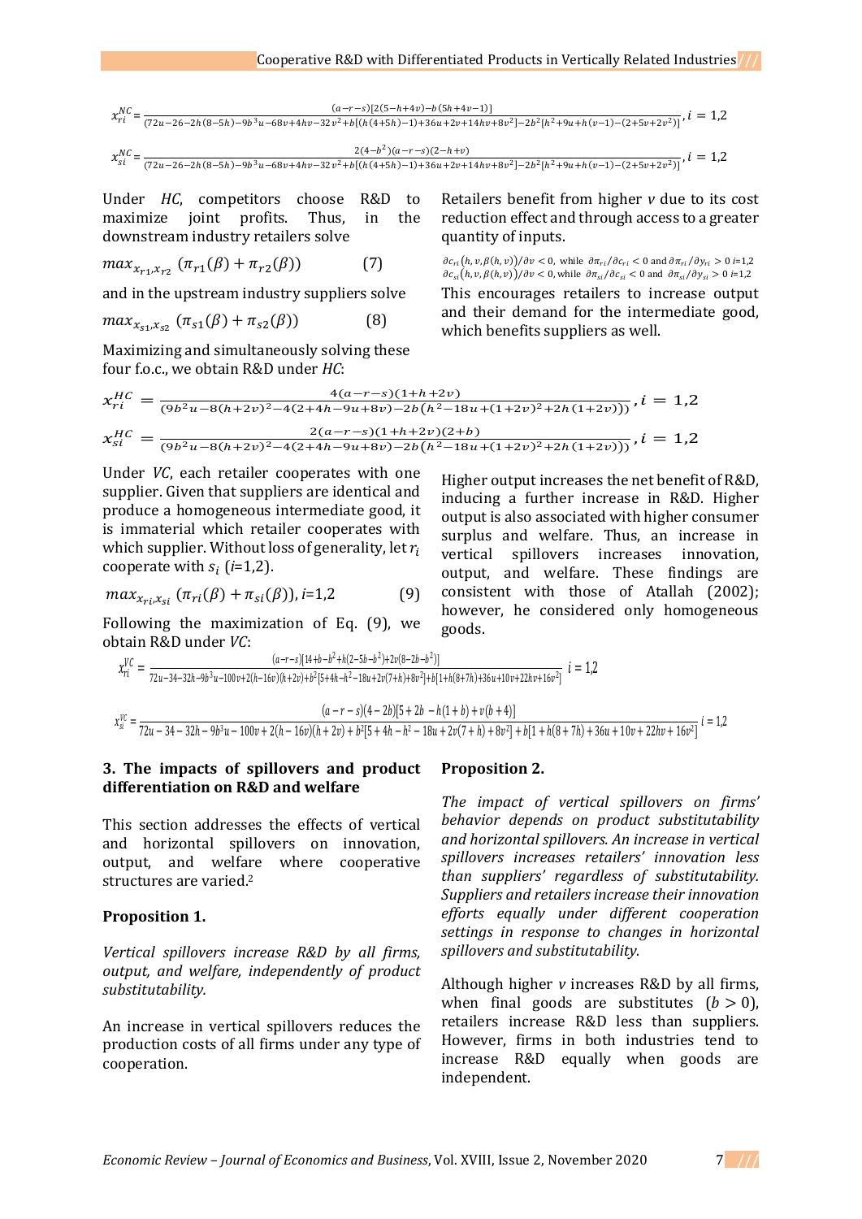$$x_{ri}^{NC} = \frac{(a-r-s)[2(5-h+4v)-b(5h+4v-1)]}{(72u-26-2h(8-5h)-9b^3u-68v+4hv-32v^2+b[(h(4+5h)-1)+36u+2v+14hv+8v^2]-2b^2[h^2+9u+h(v-1)-(2+5v+2v^2)]}, i=1,2$$

$$x_{si}^{NC} = \frac{2(4-b^2)(a-r-s)(2-h+v)}{(72u-26-2h(8-5h)-9b^3u-68v+4hv-32v^2+b[(h(4+5h)-1)+36u+2v+14hv+8v^2]-2b^2[h^2+9u+h(v-1)-(2+5v+2v^2)]}, i=1,2$$

Under *HC*, competitors choose R&D to maximize joint profits. Thus, in the downstream industry retailers solve

$$max_{x_{r1},x_{r2}} \ (\pi_{r1}(\beta) + \pi_{r2}(\beta)) \qquad (7)$$

and in the upstream industry suppliers solve

$$max_{x_{s1},x_{s2}} \ (\pi_{s1}(\beta) + \pi_{s2}(\beta)) \qquad (8)$$

Maximizing and simultaneously solving these four f.o.c., we obtain R&D under *HC*:

$$x_{ri}^{HC} = \frac{4(a-r-s)(1+h+2v)}{(9b^2u-8(h+2v)^2-4(2+4h-9u+8v)-2b(h^2-18u+(1+2v)^2+2h(1+2v)))}, i=1,2$$

$$x_{si}^{HC} = \frac{2(a-r-s)(1+h+2v)(2+b)}{(9b^2u-8(h+2v)^2-4(2+4h-9u+8v)-2b(h^2-18u+(1+2v)^2+2h(1+2v)))}, i=1,2$$

Under *VC*, each retailer cooperates with one supplier. Given that suppliers are identical and produce a homogeneous intermediate good, it is immaterial which retailer cooperates with which supplier. Without loss of generality, let $r_i$ cooperate with $s_i$ ($i$=1,2).

$$max_{x_{ri},x_{si}} \ (\pi_{ri}(\beta) + \pi_{si}(\beta)), i=1,2 \qquad (9)$$

Following the maximization of Eq. (9), we obtain R&D under *VC*:

$$x_{ri}^{VC} = \frac{(a-r-s)[14+b-b^2+h(2-5b-b^2)+2v(8-2b-b^2)]}{72u-34-32h-9b^3u-100v+2(h-16v)(h+2v)+b^2[5+4h-h^2-18u+2v(7+h)+8v^2]+b[1+h(8+7h)+36u+10v+22hv+16v^2]} \quad i=1,2$$

$$x_{si}^{VC} = \frac{(a-r-s)(4-2b)[5+2b-h(1+b)+v(b+4)]}{72u-34-32h-9b^3u-100v+2(h-16v)(h+2v)+b^2[5+4h-h^2-18u+2v(7+h)+8v^2]+b[1+h(8+7h)+36u+10v+22hv+16v^2]} \ i=1,2$$

Retailers benefit from higher $v$ due to its cost reduction effect and through access to a greater quantity of inputs.

$\partial c_{ri}(h,v,\beta(h,v))/\partial v < 0$, while $\partial \pi_{ri}/\partial c_{ri} < 0$ and $\partial \pi_{ri}/\partial y_{ri} > 0$ $i$=1,2
$\partial c_{si}(h,v,\beta(h,v))/\partial v < 0$, while $\partial \pi_{si}/\partial c_{si} < 0$ and $\partial \pi_{si}/\partial y_{si} > 0$ $i$=1,2

This encourages retailers to increase output and their demand for the intermediate good, which benefits suppliers as well.

Higher output increases the net benefit of R&D, inducing a further increase in R&D. Higher output is also associated with higher consumer surplus and welfare. Thus, an increase in vertical spillovers increases innovation, output, and welfare. These findings are consistent with those of Atallah (2002); however, he considered only homogeneous goods.

## 3. The impacts of spillovers and product differentiation on R&D and welfare

This section addresses the effects of vertical and horizontal spillovers on innovation, output, and welfare where cooperative structures are varied.[2]

**Proposition 1.**

*Vertical spillovers increase R&D by all firms, output, and welfare, independently of product substitutability.*

An increase in vertical spillovers reduces the production costs of all firms under any type of cooperation.

**Proposition 2.**

*The impact of vertical spillovers on firms' behavior depends on product substitutability and horizontal spillovers. An increase in vertical spillovers increases retailers' innovation less than suppliers' regardless of substitutability. Suppliers and retailers increase their innovation efforts equally under different cooperation settings in response to changes in horizontal spillovers and substitutability.*

Although higher $v$ increases R&D by all firms, when final goods are substitutes ($b > 0$), retailers increase R&D less than suppliers. However, firms in both industries tend to increase R&D equally when goods are independent.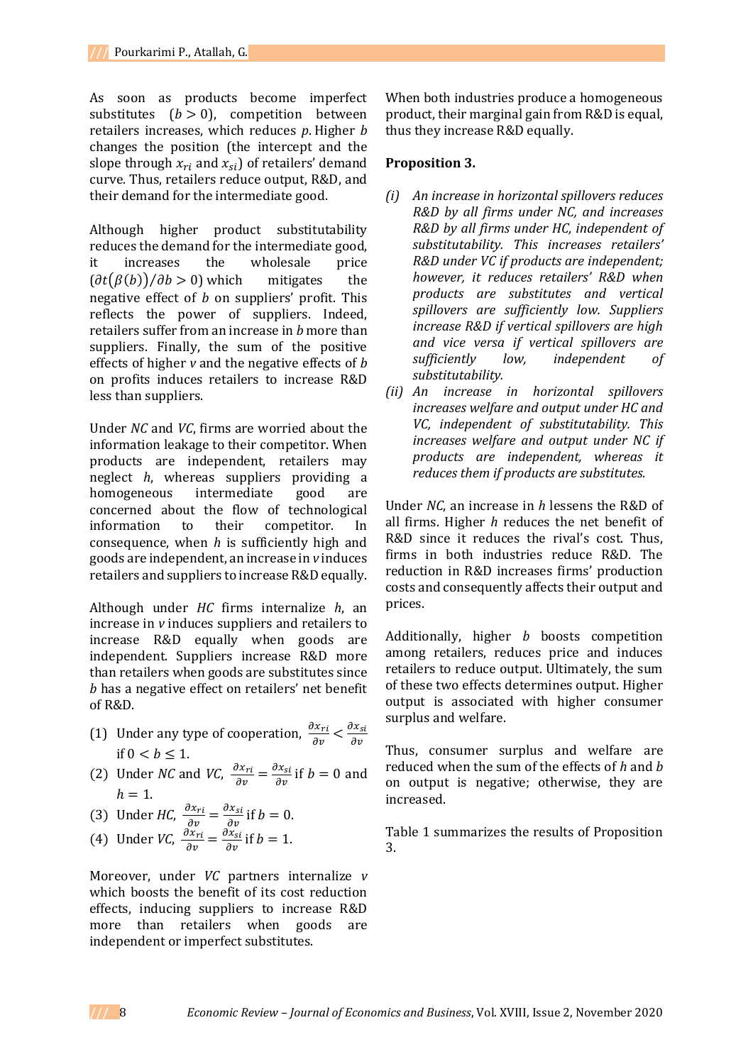As soon as products become imperfect substitutes $(b > 0)$, competition between retailers increases, which reduces $p$. Higher $b$ changes the position (the intercept and the slope through $x_{ri}$ and $x_{si}$) of retailers' demand curve. Thus, retailers reduce output, R&D, and their demand for the intermediate good.

Although higher product substitutability reduces the demand for the intermediate good, it increases the wholesale price $(\partial t(\beta(b))/\partial b > 0)$ which mitigates the negative effect of $b$ on suppliers' profit. This reflects the power of suppliers. Indeed, retailers suffer from an increase in $b$ more than suppliers. Finally, the sum of the positive effects of higher $v$ and the negative effects of $b$ on profits induces retailers to increase R&D less than suppliers.

Under *NC* and *VC*, firms are worried about the information leakage to their competitor. When products are independent, retailers may neglect $h$, whereas suppliers providing a homogeneous intermediate good are concerned about the flow of technological information to their competitor. In consequence, when $h$ is sufficiently high and goods are independent, an increase in $v$ induces retailers and suppliers to increase R&D equally.

Although under *HC* firms internalize $h$, an increase in $v$ induces suppliers and retailers to increase R&D equally when goods are independent. Suppliers increase R&D more than retailers when goods are substitutes since $b$ has a negative effect on retailers' net benefit of R&D.

(1) Under any type of cooperation, $\frac{\partial x_{ri}}{\partial v} < \frac{\partial x_{si}}{\partial v}$ if $0 < b \leq 1$.

(2) Under *NC* and *VC*, $\frac{\partial x_{ri}}{\partial v} = \frac{\partial x_{si}}{\partial v}$ if $b = 0$ and $h = 1$.

(3) Under *HC*, $\frac{\partial x_{ri}}{\partial v} = \frac{\partial x_{si}}{\partial v}$ if $b = 0$.

(4) Under *VC*, $\frac{\partial x_{ri}}{\partial v} = \frac{\partial x_{si}}{\partial v}$ if $b = 1$.

Moreover, under *VC* partners internalize $v$ which boosts the benefit of its cost reduction effects, inducing suppliers to increase R&D more than retailers when goods are independent or imperfect substitutes.

When both industries produce a homogeneous product, their marginal gain from R&D is equal, thus they increase R&D equally.

**Proposition 3.**

*(i) An increase in horizontal spillovers reduces R&D by all firms under NC, and increases R&D by all firms under HC, independent of substitutability. This increases retailers' R&D under VC if products are independent; however, it reduces retailers' R&D when products are substitutes and vertical spillovers are sufficiently low. Suppliers increase R&D if vertical spillovers are high and vice versa if vertical spillovers are sufficiently low, independent of substitutability.*

*(ii) An increase in horizontal spillovers increases welfare and output under HC and VC, independent of substitutability. This increases welfare and output under NC if products are independent, whereas it reduces them if products are substitutes.*

Under *NC*, an increase in $h$ lessens the R&D of all firms. Higher $h$ reduces the net benefit of R&D since it reduces the rival's cost. Thus, firms in both industries reduce R&D. The reduction in R&D increases firms' production costs and consequently affects their output and prices.

Additionally, higher $b$ boosts competition among retailers, reduces price and induces retailers to reduce output. Ultimately, the sum of these two effects determines output. Higher output is associated with higher consumer surplus and welfare.

Thus, consumer surplus and welfare are reduced when the sum of the effects of $h$ and $b$ on output is negative; otherwise, they are increased.

Table 1 summarizes the results of Proposition 3.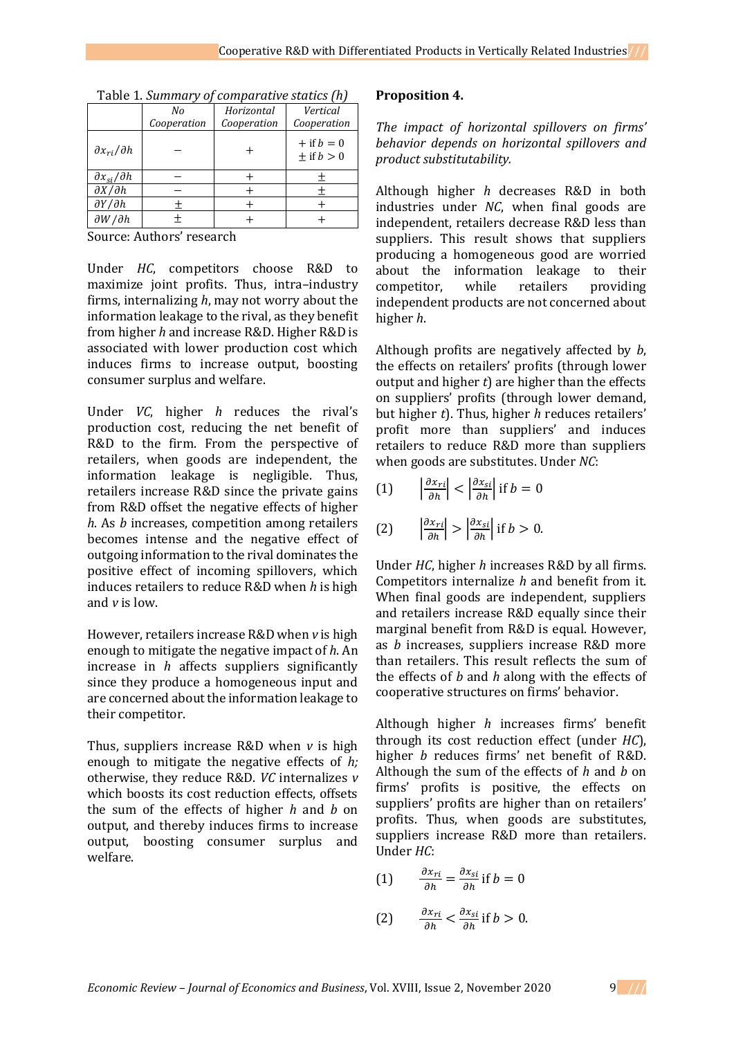Table 1. *Summary of comparative statics (h)*

| | *No Cooperation* | *Horizontal Cooperation* | *Vertical Cooperation* |
|---|---|---|---|
| $\partial x_{ri}/\partial h$ | − | + | + if $b = 0$<br>± if $b > 0$ |
| $\partial x_{si}/\partial h$ | − | + | ± |
| $\partial X/\partial h$ | − | + | ± |
| $\partial Y/\partial h$ | ± | + | + |
| $\partial W/\partial h$ | ± | + | + |

Source: Authors' research

Under *HC*, competitors choose R&D to maximize joint profits. Thus, intra–industry firms, internalizing $h$, may not worry about the information leakage to the rival, as they benefit from higher $h$ and increase R&D. Higher R&D is associated with lower production cost which induces firms to increase output, boosting consumer surplus and welfare.

Under *VC*, higher $h$ reduces the rival's production cost, reducing the net benefit of R&D to the firm. From the perspective of retailers, when goods are independent, the information leakage is negligible. Thus, retailers increase R&D since the private gains from R&D offset the negative effects of higher $h$. As $b$ increases, competition among retailers becomes intense and the negative effect of outgoing information to the rival dominates the positive effect of incoming spillovers, which induces retailers to reduce R&D when $h$ is high and $v$ is low.

However, retailers increase R&D when $v$ is high enough to mitigate the negative impact of $h$. An increase in $h$ affects suppliers significantly since they produce a homogeneous input and are concerned about the information leakage to their competitor.

Thus, suppliers increase R&D when $v$ is high enough to mitigate the negative effects of $h$; otherwise, they reduce R&D. *VC* internalizes $v$ which boosts its cost reduction effects, offsets the sum of the effects of higher $h$ and $b$ on output, and thereby induces firms to increase output, boosting consumer surplus and welfare.

**Proposition 4.**

*The impact of horizontal spillovers on firms' behavior depends on horizontal spillovers and product substitutability.*

Although higher $h$ decreases R&D in both industries under *NC*, when final goods are independent, retailers decrease R&D less than suppliers. This result shows that suppliers producing a homogeneous good are worried about the information leakage to their competitor, while retailers providing independent products are not concerned about higher $h$.

Although profits are negatively affected by $b$, the effects on retailers' profits (through lower output and higher $t$) are higher than the effects on suppliers' profits (through lower demand, but higher $t$). Thus, higher $h$ reduces retailers' profit more than suppliers' and induces retailers to reduce R&D more than suppliers when goods are substitutes. Under *NC*:

(1) $$\left|\frac{\partial x_{ri}}{\partial h}\right| < \left|\frac{\partial x_{si}}{\partial h}\right| \text{ if } b = 0$$

(2) $$\left|\frac{\partial x_{ri}}{\partial h}\right| > \left|\frac{\partial x_{si}}{\partial h}\right| \text{ if } b > 0.$$

Under *HC*, higher $h$ increases R&D by all firms. Competitors internalize $h$ and benefit from it. When final goods are independent, suppliers and retailers increase R&D equally since their marginal benefit from R&D is equal. However, as $b$ increases, suppliers increase R&D more than retailers. This result reflects the sum of the effects of $b$ and $h$ along with the effects of cooperative structures on firms' behavior.

Although higher $h$ increases firms' benefit through its cost reduction effect (under *HC*), higher $b$ reduces firms' net benefit of R&D. Although the sum of the effects of $h$ and $b$ on firms' profits is positive, the effects on suppliers' profits are higher than on retailers' profits. Thus, when goods are substitutes, suppliers increase R&D more than retailers. Under *HC*:

(1) $$\frac{\partial x_{ri}}{\partial h} = \frac{\partial x_{si}}{\partial h} \text{ if } b = 0$$

(2) $$\frac{\partial x_{ri}}{\partial h} < \frac{\partial x_{si}}{\partial h} \text{ if } b > 0.$$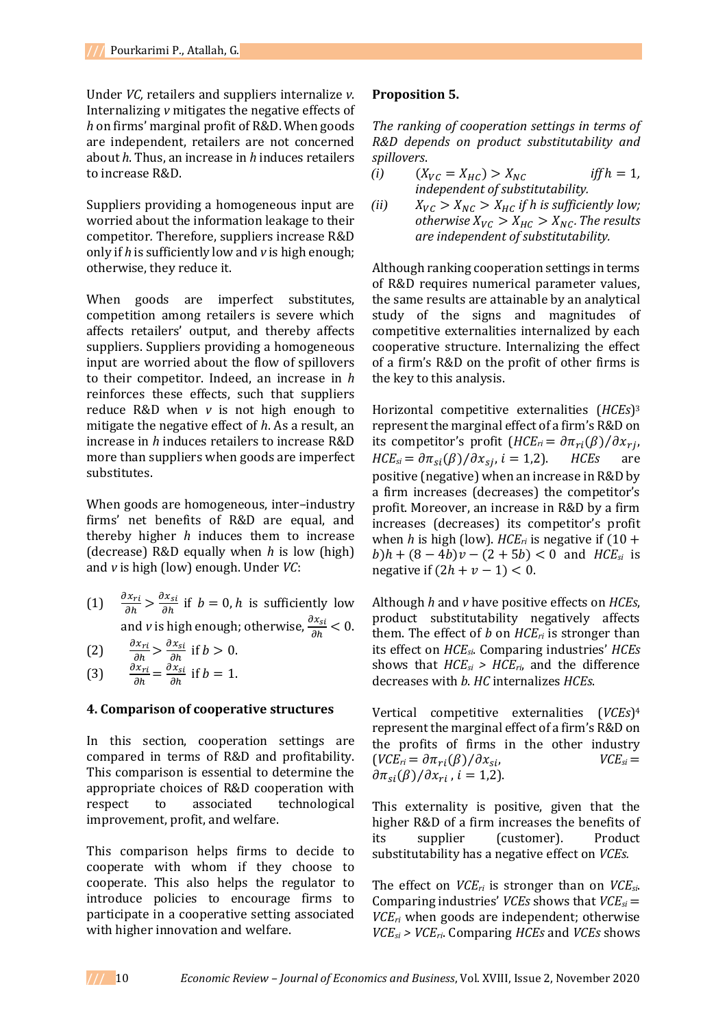Under *VC,* retailers and suppliers internalize $v$. Internalizing $v$ mitigates the negative effects of $h$ on firms' marginal profit of R&D. When goods are independent, retailers are not concerned about $h$. Thus, an increase in $h$ induces retailers to increase R&D.

Suppliers providing a homogeneous input are worried about the information leakage to their competitor. Therefore, suppliers increase R&D only if $h$ is sufficiently low and $v$ is high enough; otherwise, they reduce it.

When goods are imperfect substitutes, competition among retailers is severe which affects retailers' output, and thereby affects suppliers. Suppliers providing a homogeneous input are worried about the flow of spillovers to their competitor. Indeed, an increase in $h$ reinforces these effects, such that suppliers reduce R&D when $v$ is not high enough to mitigate the negative effect of $h$. As a result, an increase in $h$ induces retailers to increase R&D more than suppliers when goods are imperfect substitutes.

When goods are homogeneous, inter–industry firms' net benefits of R&D are equal, and thereby higher $h$ induces them to increase (decrease) R&D equally when $h$ is low (high) and $v$ is high (low) enough. Under *VC*:

(1) $\frac{\partial x_{ri}}{\partial h} > \frac{\partial x_{si}}{\partial h}$ if $b = 0, h$ is sufficiently low and $v$ is high enough; otherwise, $\frac{\partial x_{si}}{\partial h} < 0$.

(2) $\frac{\partial x_{ri}}{\partial h} > \frac{\partial x_{si}}{\partial h}$ if $b > 0$.

(3) $\frac{\partial x_{ri}}{\partial h} = \frac{\partial x_{si}}{\partial h}$ if $b = 1$.

## 4. Comparison of cooperative structures

In this section, cooperation settings are compared in terms of R&D and profitability. This comparison is essential to determine the appropriate choices of R&D cooperation with respect to associated technological improvement, profit, and welfare.

This comparison helps firms to decide to cooperate with whom if they choose to cooperate. This also helps the regulator to introduce policies to encourage firms to participate in a cooperative setting associated with higher innovation and welfare.

**Proposition 5.**

*The ranking of cooperation settings in terms of R&D depends on product substitutability and spillovers.*

*(i)* $(X_{VC} = X_{HC}) > X_{NC}$ *iff* $h = 1$, *independent of substitutability.*

*(ii)* $X_{VC} > X_{NC} > X_{HC}$ *if h is sufficiently low; otherwise* $X_{VC} > X_{HC} > X_{NC}$. *The results are independent of substitutability.*

Although ranking cooperation settings in terms of R&D requires numerical parameter values, the same results are attainable by an analytical study of the signs and magnitudes of competitive externalities internalized by each cooperative structure. Internalizing the effect of a firm's R&D on the profit of other firms is the key to this analysis.

Horizontal competitive externalities (*HCEs*)[3] represent the marginal effect of a firm's R&D on its competitor's profit ($HCE_{ri} = \partial\pi_{ri}(\beta)/\partial x_{rj}$, $HCE_{si} = \partial\pi_{si}(\beta)/\partial x_{sj}$, $i = 1,2$). *HCEs* are positive (negative) when an increase in R&D by a firm increases (decreases) the competitor's profit. Moreover, an increase in R&D by a firm increases (decreases) its competitor's profit when $h$ is high (low). $HCE_{ri}$ is negative if $(10 + b)h + (8 - 4b)v - (2 + 5b) < 0$ and $HCE_{si}$ is negative if $(2h + v - 1) < 0$.

Although $h$ and $v$ have positive effects on *HCEs*, product substitutability negatively affects them. The effect of $b$ on $HCE_{ri}$ is stronger than its effect on $HCE_{si}$. Comparing industries' *HCEs* shows that $HCE_{si} > HCE_{ri}$, and the difference decreases with $b$. *HC* internalizes *HCEs*.

Vertical competitive externalities (*VCEs*)[4] represent the marginal effect of a firm's R&D on the profits of firms in the other industry ($VCE_{ri} = \partial\pi_{ri}(\beta)/\partial x_{si}$, $VCE_{si} = \partial\pi_{si}(\beta)/\partial x_{ri}$, $i = 1,2$).

This externality is positive, given that the higher R&D of a firm increases the benefits of its supplier (customer). Product substitutability has a negative effect on *VCEs.*

The effect on $VCE_{ri}$ is stronger than on $VCE_{si}$. Comparing industries' *VCEs* shows that $VCE_{si} = VCE_{ri}$ when goods are independent; otherwise $VCE_{si} > VCE_{ri}$. Comparing *HCEs* and *VCEs* shows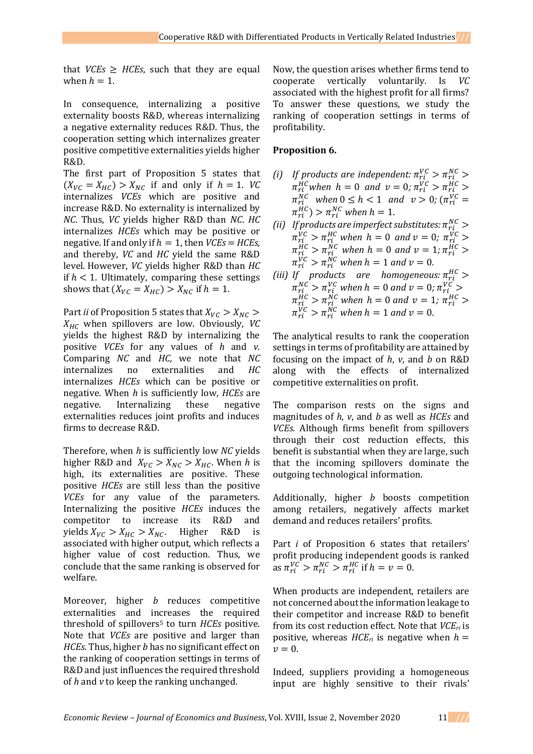that $VCEs \geq HCEs$, such that they are equal when $h = 1$.

In consequence, internalizing a positive externality boosts R&D, whereas internalizing a negative externality reduces R&D. Thus, the cooperation setting which internalizes greater positive competitive externalities yields higher R&D.

The first part of Proposition 5 states that $(X_{VC} = X_{HC}) > X_{NC}$ if and only if $h = 1$. *VC* internalizes *VCEs* which are positive and increase R&D. No externality is internalized by *NC*. Thus, *VC* yields higher R&D than *NC*. *HC* internalizes *HCEs* which may be positive or negative. If and only if $h = 1$, then $VCEs = HCEs$, and thereby, *VC* and *HC* yield the same R&D level. However, *VC* yields higher R&D than *HC* if $h < 1$. Ultimately, comparing these settings shows that $(X_{VC} = X_{HC}) > X_{NC}$ if $h = 1$.

Part *ii* of Proposition 5 states that $X_{VC} > X_{NC} > X_{HC}$ when spillovers are low. Obviously, *VC* yields the highest R&D by internalizing the positive *VCEs* for any values of *h* and *v*. Comparing *NC* and *HC*, we note that *NC* internalizes no externalities and *HC* internalizes *HCEs* which can be positive or negative. When *h* is sufficiently low, *HCEs* are negative. Internalizing these negative externalities reduces joint profits and induces firms to decrease R&D.

Therefore, when *h* is sufficiently low *NC* yields higher R&D and $X_{VC} > X_{NC} > X_{HC}$. When *h* is high, its externalities are positive. These positive *HCEs* are still less than the positive *VCEs* for any value of the parameters. Internalizing the positive *HCEs* induces the competitor to increase its R&D and yields $X_{VC} > X_{HC} > X_{NC}$. Higher R&D is associated with higher output, which reflects a higher value of cost reduction. Thus, we conclude that the same ranking is observed for welfare.

Moreover, higher *b* reduces competitive externalities and increases the required threshold of spillovers[5] to turn *HCEs* positive. Note that *VCEs* are positive and larger than *HCEs*. Thus, higher *b* has no significant effect on the ranking of cooperation settings in terms of R&D and just influences the required threshold of *h* and *v* to keep the ranking unchanged.

Now, the question arises whether firms tend to cooperate vertically voluntarily. Is *VC* associated with the highest profit for all firms? To answer these questions, we study the ranking of cooperation settings in terms of profitability.

**Proposition 6.**

*(i)* *If products are independent:* $\pi_{ri}^{VC} > \pi_{ri}^{NC} > \pi_{ri}^{HC}$ *when* $h = 0$ *and* $v = 0$; $\pi_{ri}^{VC} > \pi_{ri}^{HC} > \pi_{ri}^{NC}$ *when* $0 \leq h < 1$ *and* $v > 0$; $(\pi_{ri}^{VC} = \pi_{ri}^{HC}) > \pi_{ri}^{NC}$ *when* $h = 1$.

*(ii)* *If products are imperfect substitutes:* $\pi_{ri}^{NC} > \pi_{ri}^{VC} > \pi_{ri}^{HC}$ *when* $h = 0$ *and* $v = 0$; $\pi_{ri}^{VC} > \pi_{ri}^{HC} > \pi_{ri}^{NC}$ *when* $h = 0$ *and* $v = 1$; $\pi_{ri}^{HC} > \pi_{ri}^{VC} > \pi_{ri}^{NC}$ *when* $h = 1$ *and* $v = 0$.

*(iii)* *If products are homogeneous:* $\pi_{ri}^{HC} > \pi_{ri}^{NC} > \pi_{ri}^{VC}$ *when* $h = 0$ *and* $v = 0$; $\pi_{ri}^{VC} > \pi_{ri}^{HC} > \pi_{ri}^{NC}$ *when* $h = 0$ *and* $v = 1$; $\pi_{ri}^{HC} > \pi_{ri}^{VC} > \pi_{ri}^{NC}$ *when* $h = 1$ *and* $v = 0$.

The analytical results to rank the cooperation settings in terms of profitability are attained by focusing on the impact of *h*, *v*, and *b* on R&D along with the effects of internalized competitive externalities on profit.

The comparison rests on the signs and magnitudes of *h*, *v*, and *b* as well as *HCEs* and *VCEs*. Although firms benefit from spillovers through their cost reduction effects, this benefit is substantial when they are large, such that the incoming spillovers dominate the outgoing technological information.

Additionally, higher *b* boosts competition among retailers, negatively affects market demand and reduces retailers' profits.

Part *i* of Proposition 6 states that retailers' profit producing independent goods is ranked as $\pi_{ri}^{VC} > \pi_{ri}^{NC} > \pi_{ri}^{HC}$ if $h = v = 0$.

When products are independent, retailers are not concerned about the information leakage to their competitor and increase R&D to benefit from its cost reduction effect. Note that $VCE_{ri}$ is positive, whereas $HCE_{ri}$ is negative when $h = v = 0$.

Indeed, suppliers providing a homogeneous input are highly sensitive to their rivals'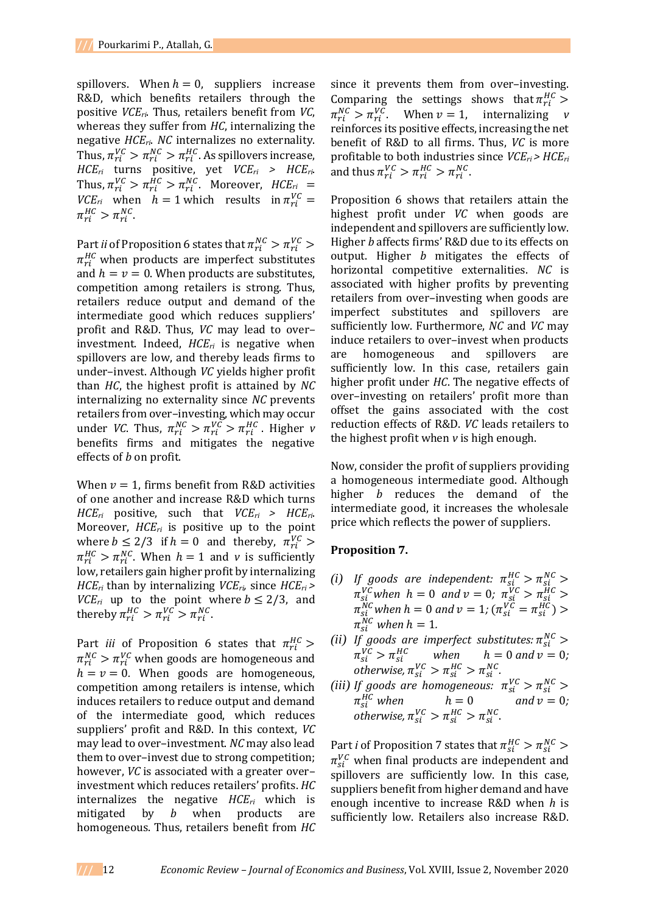spillovers. When $h = 0$, suppliers increase R&D, which benefits retailers through the positive $VCE_{ri}$. Thus, retailers benefit from $VC$, whereas they suffer from $HC$, internalizing the negative $HCE_{ri}$. $NC$ internalizes no externality. Thus, $\pi_{ri}^{VC} > \pi_{ri}^{NC} > \pi_{ri}^{HC}$. As spillovers increase, $HCE_{ri}$ turns positive, yet $VCE_{ri} > HCE_{ri}$. Thus, $\pi_{ri}^{VC} > \pi_{ri}^{HC} > \pi_{ri}^{NC}$. Moreover, $HCE_{ri} = VCE_{ri}$ when $h = 1$ which results in $\pi_{ri}^{VC} = \pi_{ri}^{HC} > \pi_{ri}^{NC}$.

Part *ii* of Proposition 6 states that $\pi_{ri}^{NC} > \pi_{ri}^{VC} > \pi_{ri}^{HC}$ when products are imperfect substitutes and $h = v = 0$. When products are substitutes, competition among retailers is strong. Thus, retailers reduce output and demand of the intermediate good which reduces suppliers' profit and R&D. Thus, $VC$ may lead to over–investment. Indeed, $HCE_{ri}$ is negative when spillovers are low, and thereby leads firms to under–invest. Although $VC$ yields higher profit than $HC$, the highest profit is attained by $NC$ internalizing no externality since $NC$ prevents retailers from over–investing, which may occur under $VC$. Thus, $\pi_{ri}^{NC} > \pi_{ri}^{VC} > \pi_{ri}^{HC}$. Higher $v$ benefits firms and mitigates the negative effects of $b$ on profit.

When $v = 1$, firms benefit from R&D activities of one another and increase R&D which turns $HCE_{ri}$ positive, such that $VCE_{ri} > HCE_{ri}$. Moreover, $HCE_{ri}$ is positive up to the point where $b \leq 2/3$ if $h = 0$ and thereby, $\pi_{ri}^{VC} > \pi_{ri}^{HC} > \pi_{ri}^{NC}$. When $h = 1$ and $v$ is sufficiently low, retailers gain higher profit by internalizing $HCE_{ri}$ than by internalizing $VCE_{ri}$, since $HCE_{ri} > VCE_{ri}$ up to the point where $b \leq 2/3$, and thereby $\pi_{ri}^{HC} > \pi_{ri}^{VC} > \pi_{ri}^{NC}$.

Part *iii* of Proposition 6 states that $\pi_{ri}^{HC} > \pi_{ri}^{NC} > \pi_{ri}^{VC}$ when goods are homogeneous and $h = v = 0$. When goods are homogeneous, competition among retailers is intense, which induces retailers to reduce output and demand of the intermediate good, which reduces suppliers' profit and R&D. In this context, $VC$ may lead to over–investment. $NC$ may also lead them to over–invest due to strong competition; however, $VC$ is associated with a greater over–investment which reduces retailers' profits. $HC$ internalizes the negative $HCE_{ri}$ which is mitigated by $b$ when products are homogeneous. Thus, retailers benefit from $HC$ since it prevents them from over–investing. Comparing the settings shows that $\pi_{ri}^{HC} > \pi_{ri}^{NC} > \pi_{ri}^{VC}$. When $v = 1$, internalizing $v$ reinforces its positive effects, increasing the net benefit of R&D to all firms. Thus, $VC$ is more profitable to both industries since $VCE_{ri} > HCE_{ri}$ and thus $\pi_{ri}^{VC} > \pi_{ri}^{HC} > \pi_{ri}^{NC}$.

Proposition 6 shows that retailers attain the highest profit under $VC$ when goods are independent and spillovers are sufficiently low. Higher $b$ affects firms' R&D due to its effects on output. Higher $b$ mitigates the effects of horizontal competitive externalities. $NC$ is associated with higher profits by preventing retailers from over–investing when goods are imperfect substitutes and spillovers are sufficiently low. Furthermore, $NC$ and $VC$ may induce retailers to over–invest when products are homogeneous and spillovers are sufficiently low. In this case, retailers gain higher profit under $HC$. The negative effects of over–investing on retailers' profit more than offset the gains associated with the cost reduction effects of R&D. $VC$ leads retailers to the highest profit when $v$ is high enough.

Now, consider the profit of suppliers providing a homogeneous intermediate good. Although higher $b$ reduces the demand of the intermediate good, it increases the wholesale price which reflects the power of suppliers.

**Proposition 7.**

*(i) If goods are independent:* $\pi_{si}^{HC} > \pi_{si}^{NC} > \pi_{si}^{VC}$ *when* $h = 0$ *and* $v = 0$*;* $\pi_{si}^{VC} > \pi_{si}^{HC} > \pi_{si}^{NC}$ *when* $h = 0$ *and* $v = 1$*;* $(\pi_{si}^{VC} = \pi_{si}^{HC}) > \pi_{si}^{NC}$ *when* $h = 1$*.*

*(ii) If goods are imperfect substitutes:* $\pi_{si}^{NC} > \pi_{si}^{VC} > \pi_{si}^{HC}$ *when* $h = 0$ *and* $v = 0$*; otherwise,* $\pi_{si}^{VC} > \pi_{si}^{HC} > \pi_{si}^{NC}$*.*

*(iii) If goods are homogeneous:* $\pi_{si}^{VC} > \pi_{si}^{NC} > \pi_{si}^{HC}$ *when* $h = 0$ *and* $v = 0$*; otherwise,* $\pi_{si}^{VC} > \pi_{si}^{HC} > \pi_{si}^{NC}$*.*

Part *i* of Proposition 7 states that $\pi_{si}^{HC} > \pi_{si}^{NC} > \pi_{si}^{VC}$ when final products are independent and spillovers are sufficiently low. In this case, suppliers benefit from higher demand and have enough incentive to increase R&D when $h$ is sufficiently low. Retailers also increase R&D.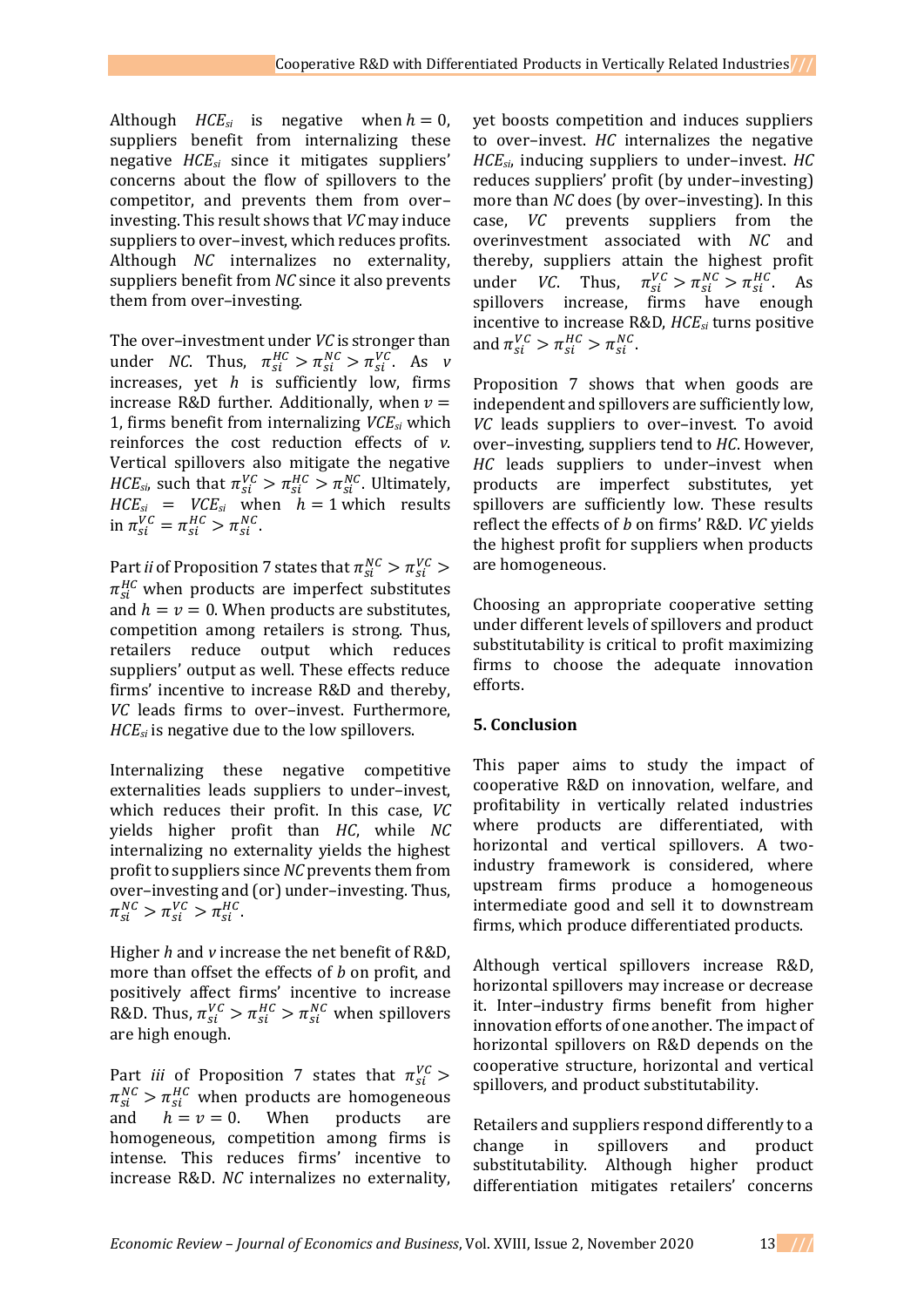Although $HCE_{si}$ is negative when $h = 0$, suppliers benefit from internalizing these negative $HCE_{si}$ since it mitigates suppliers' concerns about the flow of spillovers to the competitor, and prevents them from over–investing. This result shows that *VC* may induce suppliers to over–invest, which reduces profits. Although *NC* internalizes no externality, suppliers benefit from *NC* since it also prevents them from over–investing.

The over–investment under *VC* is stronger than under *NC*. Thus, $\pi_{si}^{HC} > \pi_{si}^{NC} > \pi_{si}^{VC}$. As $v$ increases, yet $h$ is sufficiently low, firms increase R&D further. Additionally, when $v = 1$, firms benefit from internalizing $VCE_{si}$ which reinforces the cost reduction effects of $v$. Vertical spillovers also mitigate the negative $HCE_{si}$, such that $\pi_{si}^{VC} > \pi_{si}^{HC} > \pi_{si}^{NC}$. Ultimately, $HCE_{si} = VCE_{si}$ when $h = 1$ which results in $\pi_{si}^{VC} = \pi_{si}^{HC} > \pi_{si}^{NC}$.

Part *ii* of Proposition 7 states that $\pi_{si}^{NC} > \pi_{si}^{VC} > \pi_{si}^{HC}$ when products are imperfect substitutes and $h = v = 0$. When products are substitutes, competition among retailers is strong. Thus, retailers reduce output which reduces suppliers' output as well. These effects reduce firms' incentive to increase R&D and thereby, *VC* leads firms to over–invest. Furthermore, $HCE_{si}$ is negative due to the low spillovers.

Internalizing these negative competitive externalities leads suppliers to under–invest, which reduces their profit. In this case, *VC* yields higher profit than *HC*, while *NC* internalizing no externality yields the highest profit to suppliers since *NC* prevents them from over–investing and (or) under–investing. Thus, $\pi_{si}^{NC} > \pi_{si}^{VC} > \pi_{si}^{HC}$.

Higher *h* and *v* increase the net benefit of R&D, more than offset the effects of *b* on profit, and positively affect firms' incentive to increase R&D. Thus, $\pi_{si}^{VC} > \pi_{si}^{HC} > \pi_{si}^{NC}$ when spillovers are high enough.

Part *iii* of Proposition 7 states that $\pi_{si}^{VC} > \pi_{si}^{NC} > \pi_{si}^{HC}$ when products are homogeneous and $h = v = 0$. When products are homogeneous, competition among firms is intense. This reduces firms' incentive to increase R&D. *NC* internalizes no externality, yet boosts competition and induces suppliers to over–invest. *HC* internalizes the negative $HCE_{si}$, inducing suppliers to under–invest. *HC* reduces suppliers' profit (by under–investing) more than *NC* does (by over–investing). In this case, *VC* prevents suppliers from the overinvestment associated with *NC* and thereby, suppliers attain the highest profit under *VC*. Thus, $\pi_{si}^{VC} > \pi_{si}^{NC} > \pi_{si}^{HC}$. As spillovers increase, firms have enough incentive to increase R&D, $HCE_{si}$ turns positive and $\pi_{si}^{VC} > \pi_{si}^{HC} > \pi_{si}^{NC}$.

Proposition 7 shows that when goods are independent and spillovers are sufficiently low, *VC* leads suppliers to over–invest. To avoid over–investing, suppliers tend to *HC*. However, *HC* leads suppliers to under–invest when products are imperfect substitutes, yet spillovers are sufficiently low. These results reflect the effects of *b* on firms' R&D. *VC* yields the highest profit for suppliers when products are homogeneous.

Choosing an appropriate cooperative setting under different levels of spillovers and product substitutability is critical to profit maximizing firms to choose the adequate innovation efforts.

## 5. Conclusion

This paper aims to study the impact of cooperative R&D on innovation, welfare, and profitability in vertically related industries where products are differentiated, with horizontal and vertical spillovers. A two-industry framework is considered, where upstream firms produce a homogeneous intermediate good and sell it to downstream firms, which produce differentiated products.

Although vertical spillovers increase R&D, horizontal spillovers may increase or decrease it. Inter–industry firms benefit from higher innovation efforts of one another. The impact of horizontal spillovers on R&D depends on the cooperative structure, horizontal and vertical spillovers, and product substitutability.

Retailers and suppliers respond differently to a change in spillovers and product substitutability. Although higher product differentiation mitigates retailers' concerns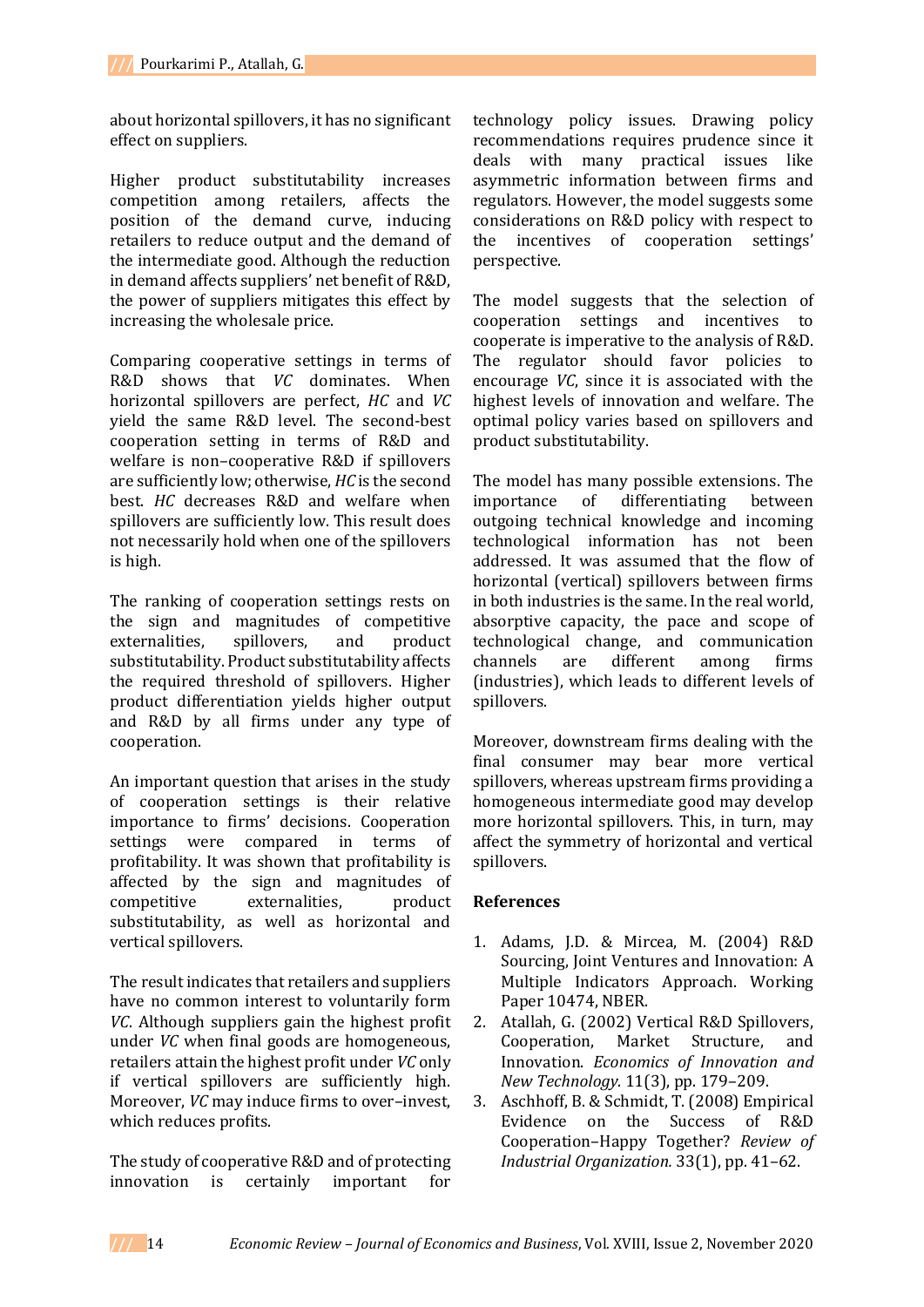about horizontal spillovers, it has no significant effect on suppliers.

Higher product substitutability increases competition among retailers, affects the position of the demand curve, inducing retailers to reduce output and the demand of the intermediate good. Although the reduction in demand affects suppliers' net benefit of R&D, the power of suppliers mitigates this effect by increasing the wholesale price.

Comparing cooperative settings in terms of R&D shows that *VC* dominates. When horizontal spillovers are perfect, *HC* and *VC* yield the same R&D level. The second-best cooperation setting in terms of R&D and welfare is non–cooperative R&D if spillovers are sufficiently low; otherwise, *HC* is the second best. *HC* decreases R&D and welfare when spillovers are sufficiently low. This result does not necessarily hold when one of the spillovers is high.

The ranking of cooperation settings rests on the sign and magnitudes of competitive externalities, spillovers, and product substitutability. Product substitutability affects the required threshold of spillovers. Higher product differentiation yields higher output and R&D by all firms under any type of cooperation.

An important question that arises in the study of cooperation settings is their relative importance to firms' decisions. Cooperation settings were compared in terms of profitability. It was shown that profitability is affected by the sign and magnitudes of competitive externalities, product substitutability, as well as horizontal and vertical spillovers.

The result indicates that retailers and suppliers have no common interest to voluntarily form *VC*. Although suppliers gain the highest profit under *VC* when final goods are homogeneous, retailers attain the highest profit under *VC* only if vertical spillovers are sufficiently high. Moreover, *VC* may induce firms to over–invest, which reduces profits.

The study of cooperative R&D and of protecting innovation is certainly important for technology policy issues. Drawing policy recommendations requires prudence since it deals with many practical issues like asymmetric information between firms and regulators. However, the model suggests some considerations on R&D policy with respect to the incentives of cooperation settings' perspective.

The model suggests that the selection of cooperation settings and incentives to cooperate is imperative to the analysis of R&D. The regulator should favor policies to encourage *VC*, since it is associated with the highest levels of innovation and welfare. The optimal policy varies based on spillovers and product substitutability.

The model has many possible extensions. The importance of differentiating between outgoing technical knowledge and incoming technological information has not been addressed. It was assumed that the flow of horizontal (vertical) spillovers between firms in both industries is the same. In the real world, absorptive capacity, the pace and scope of technological change, and communication channels are different among firms (industries), which leads to different levels of spillovers.

Moreover, downstream firms dealing with the final consumer may bear more vertical spillovers, whereas upstream firms providing a homogeneous intermediate good may develop more horizontal spillovers. This, in turn, may affect the symmetry of horizontal and vertical spillovers.

## References

1. Adams, J.D. & Mircea, M. (2004) R&D Sourcing, Joint Ventures and Innovation: A Multiple Indicators Approach. Working Paper 10474, NBER.
2. Atallah, G. (2002) Vertical R&D Spillovers, Cooperation, Market Structure, and Innovation. *Economics of Innovation and New Technology.* 11(3), pp. 179–209.
3. Aschhoff, B. & Schmidt, T. (2008) Empirical Evidence on the Success of R&D Cooperation–Happy Together? *Review of Industrial Organization.* 33(1), pp. 41–62.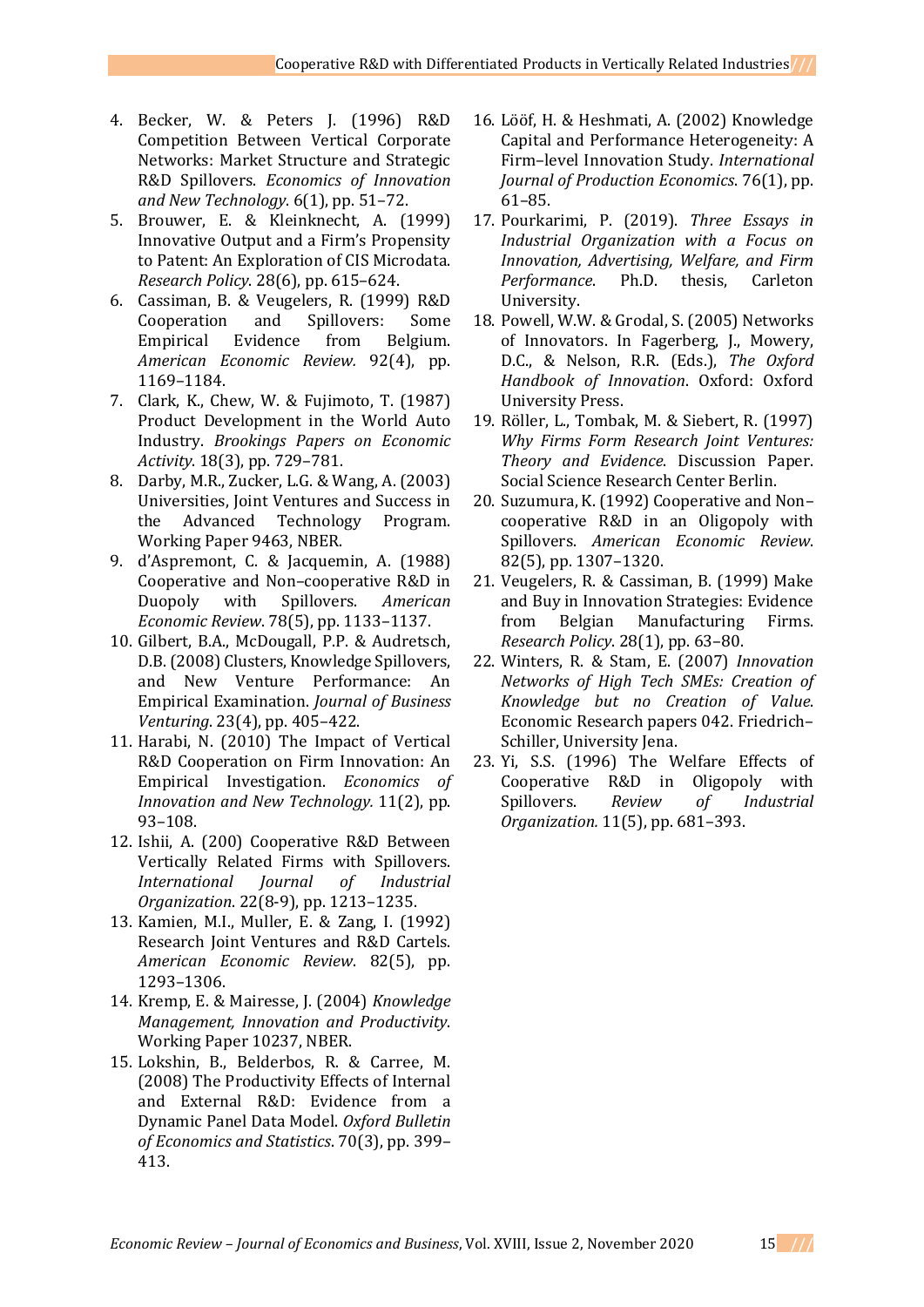4. Becker, W. & Peters J. (1996) R&D Competition Between Vertical Corporate Networks: Market Structure and Strategic R&D Spillovers. *Economics of Innovation and New Technology*. 6(1), pp. 51–72.
5. Brouwer, E. & Kleinknecht, A. (1999) Innovative Output and a Firm's Propensity to Patent: An Exploration of CIS Microdata. *Research Policy*. 28(6), pp. 615–624.
6. Cassiman, B. & Veugelers, R. (1999) R&D Cooperation and Spillovers: Some Empirical Evidence from Belgium. *American Economic Review.* 92(4), pp. 1169–1184.
7. Clark, K., Chew, W. & Fujimoto, T. (1987) Product Development in the World Auto Industry. *Brookings Papers on Economic Activity*. 18(3), pp. 729–781.
8. Darby, M.R., Zucker, L.G. & Wang, A. (2003) Universities, Joint Ventures and Success in the Advanced Technology Program. Working Paper 9463, NBER.
9. d'Aspremont, C. & Jacquemin, A. (1988) Cooperative and Non–cooperative R&D in Duopoly with Spillovers. *American Economic Review*. 78(5), pp. 1133–1137.
10. Gilbert, B.A., McDougall, P.P. & Audretsch, D.B. (2008) Clusters, Knowledge Spillovers, and New Venture Performance: An Empirical Examination. *Journal of Business Venturing*. 23(4), pp. 405–422.
11. Harabi, N. (2010) The Impact of Vertical R&D Cooperation on Firm Innovation: An Empirical Investigation. *Economics of Innovation and New Technology.* 11(2), pp. 93–108.
12. Ishii, A. (200) Cooperative R&D Between Vertically Related Firms with Spillovers. *International Journal of Industrial Organization.* 22(8-9), pp. 1213–1235.
13. Kamien, M.I., Muller, E. & Zang, I. (1992) Research Joint Ventures and R&D Cartels. *American Economic Review*. 82(5), pp. 1293–1306.
14. Kremp, E. & Mairesse, J. (2004) *Knowledge Management, Innovation and Productivity*. Working Paper 10237, NBER.
15. Lokshin, B., Belderbos, R. & Carree, M. (2008) The Productivity Effects of Internal and External R&D: Evidence from a Dynamic Panel Data Model. *Oxford Bulletin of Economics and Statistics*. 70(3), pp. 399–413.
16. Lööf, H. & Heshmati, A. (2002) Knowledge Capital and Performance Heterogeneity: A Firm–level Innovation Study. *International Journal of Production Economics*. 76(1), pp. 61–85.
17. Pourkarimi, P. (2019). *Three Essays in Industrial Organization with a Focus on Innovation, Advertising, Welfare, and Firm Performance*. Ph.D. thesis, Carleton University.
18. Powell, W.W. & Grodal, S. (2005) Networks of Innovators. In Fagerberg, J., Mowery, D.C., & Nelson, R.R. (Eds.), *The Oxford Handbook of Innovation*. Oxford: Oxford University Press.
19. Röller, L., Tombak, M. & Siebert, R. (1997) *Why Firms Form Research Joint Ventures: Theory and Evidence*. Discussion Paper. Social Science Research Center Berlin.
20. Suzumura, K. (1992) Cooperative and Non–cooperative R&D in an Oligopoly with Spillovers. *American Economic Review*. 82(5), pp. 1307–1320.
21. Veugelers, R. & Cassiman, B. (1999) Make and Buy in Innovation Strategies: Evidence from Belgian Manufacturing Firms. *Research Policy*. 28(1), pp. 63–80.
22. Winters, R. & Stam, E. (2007) *Innovation Networks of High Tech SMEs: Creation of Knowledge but no Creation of Value*. Economic Research papers 042. Friedrich–Schiller, University Jena.
23. Yi, S.S. (1996) The Welfare Effects of Cooperative R&D in Oligopoly with Spillovers. *Review of Industrial Organization.* 11(5), pp. 681–393.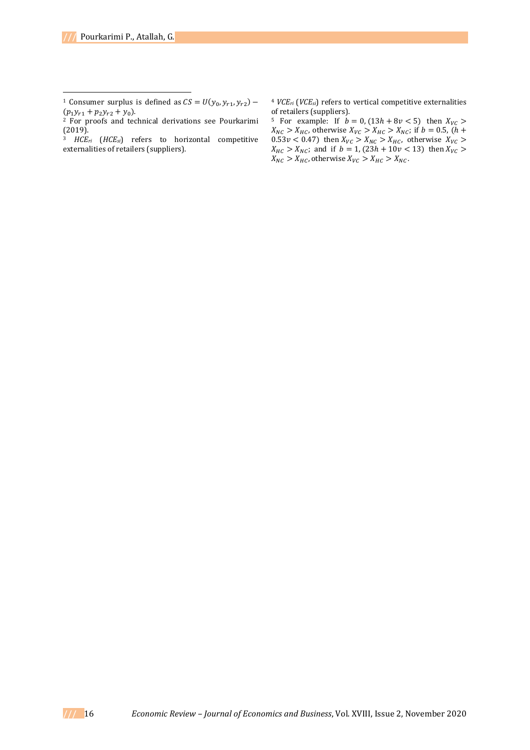[1] Consumer surplus is defined as $CS = U(y_0, y_{r1}, y_{r2}) - (p_1 y_{r1} + p_2 y_{r2} + y_0)$.

[2] For proofs and technical derivations see Pourkarimi (2019).

[3] $HCE_{ri}$ ($HCE_{si}$) refers to horizontal competitive externalities of retailers (suppliers).

[4] $VCE_{ri}$ ($VCE_{si}$) refers to vertical competitive externalities of retailers (suppliers).

[5] For example: If $b = 0$, $(13h + 8v < 5)$ then $X_{VC} > X_{NC} > X_{HC}$, otherwise $X_{VC} > X_{HC} > X_{NC}$; if $b = 0.5$, $(h + 0.53v < 0.47)$ then $X_{VC} > X_{NC} > X_{HC}$, otherwise $X_{VC} > X_{HC} > X_{NC}$; and if $b = 1$, $(23h + 10v < 13)$ then $X_{VC} > X_{NC} > X_{HC}$, otherwise $X_{VC} > X_{HC} > X_{NC}$.